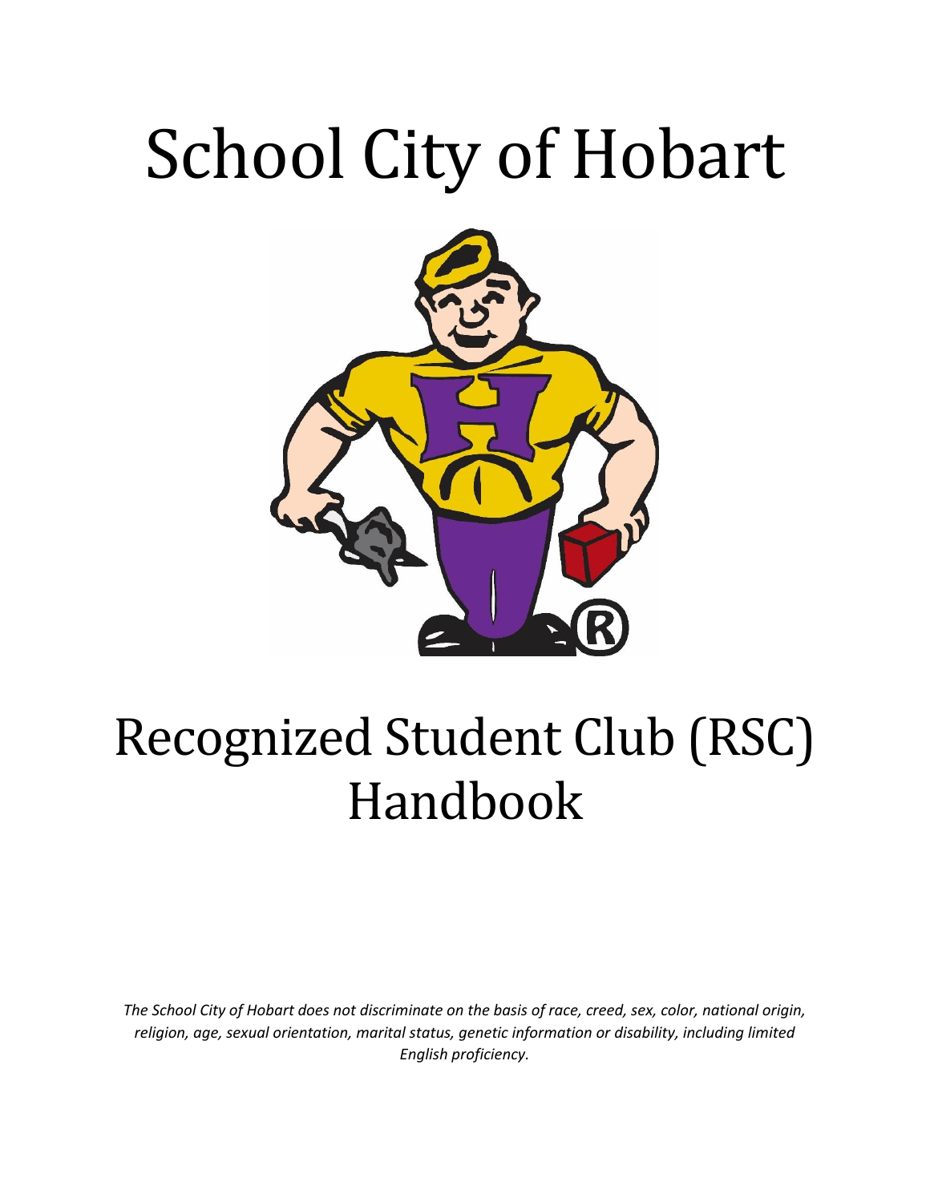# School City of Hobart

# Recognized Student Club (RSC) Handbook

*The School City of Hobart does not discriminate on the basis of race, creed, sex, color, national origin, religion, age, sexual orientation, marital status, genetic information or disability, including limited English proficiency.*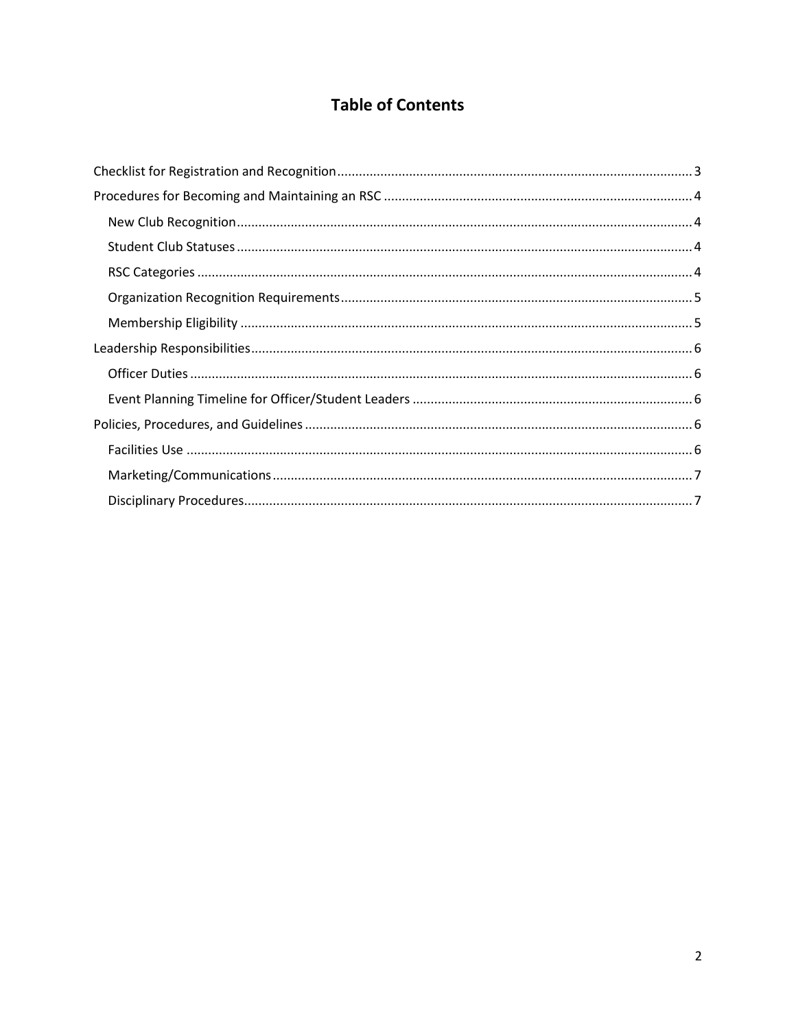# Table of Contents

- Checklist for Registration and Recognition ... 3
- Procedures for Becoming and Maintaining an RSC ... 4
  - New Club Recognition ... 4
  - Student Club Statuses ... 4
  - RSC Categories ... 4
  - Organization Recognition Requirements ... 5
  - Membership Eligibility ... 5
- Leadership Responsibilities ... 6
  - Officer Duties ... 6
  - Event Planning Timeline for Officer/Student Leaders ... 6
- Policies, Procedures, and Guidelines ... 6
  - Facilities Use ... 6
  - Marketing/Communications ... 7
  - Disciplinary Procedures ... 7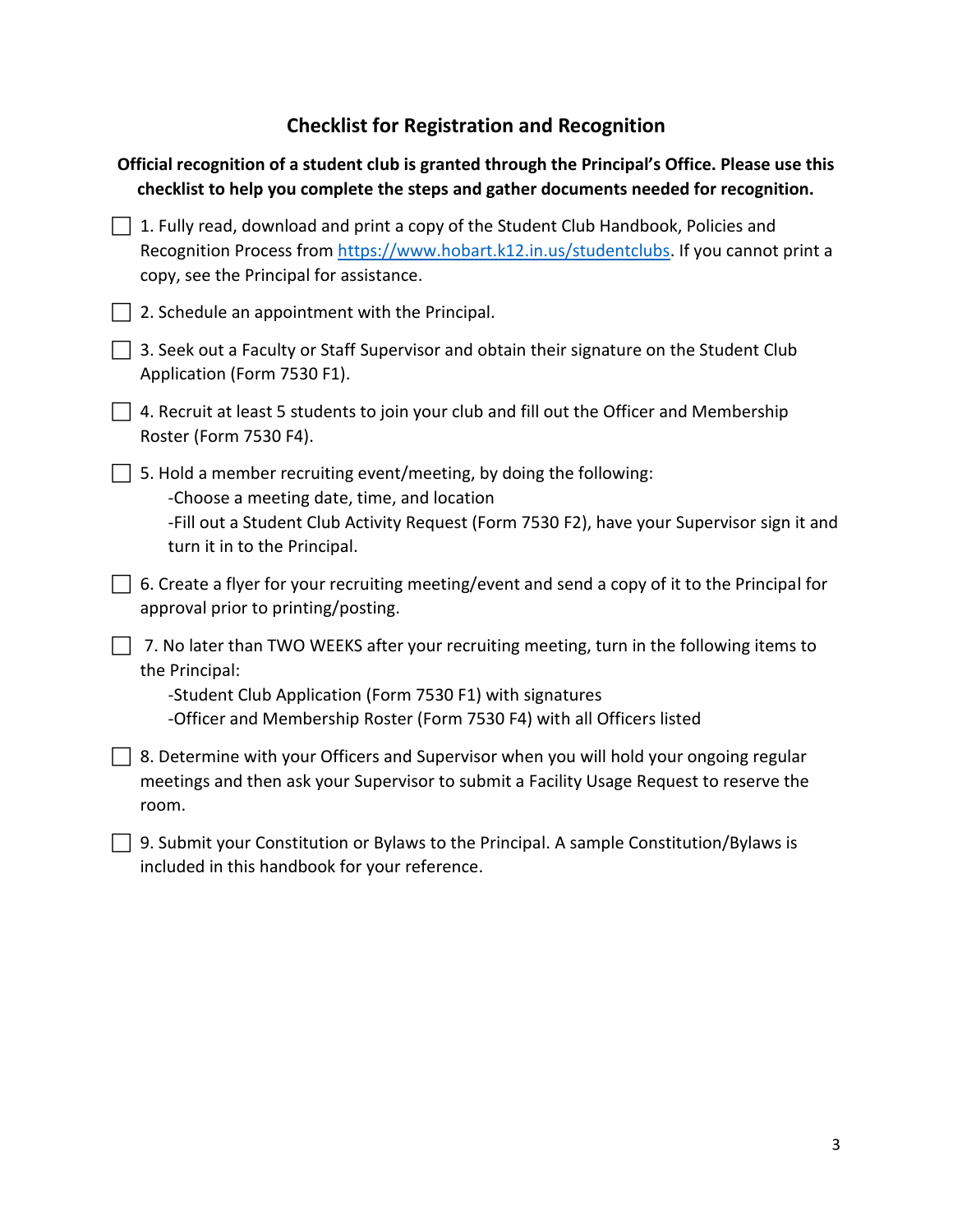## Checklist for Registration and Recognition

**Official recognition of a student club is granted through the Principal's Office. Please use this checklist to help you complete the steps and gather documents needed for recognition.**

- [ ] 1. Fully read, download and print a copy of the Student Club Handbook, Policies and Recognition Process from https://www.hobart.k12.in.us/studentclubs. If you cannot print a copy, see the Principal for assistance.
- [ ] 2. Schedule an appointment with the Principal.
- [ ] 3. Seek out a Faculty or Staff Supervisor and obtain their signature on the Student Club Application (Form 7530 F1).
- [ ] 4. Recruit at least 5 students to join your club and fill out the Officer and Membership Roster (Form 7530 F4).
- [ ] 5. Hold a member recruiting event/meeting, by doing the following:
  - -Choose a meeting date, time, and location
  - -Fill out a Student Club Activity Request (Form 7530 F2), have your Supervisor sign it and turn it in to the Principal.
- [ ] 6. Create a flyer for your recruiting meeting/event and send a copy of it to the Principal for approval prior to printing/posting.
- [ ] 7. No later than TWO WEEKS after your recruiting meeting, turn in the following items to the Principal:
  - -Student Club Application (Form 7530 F1) with signatures
  - -Officer and Membership Roster (Form 7530 F4) with all Officers listed
- [ ] 8. Determine with your Officers and Supervisor when you will hold your ongoing regular meetings and then ask your Supervisor to submit a Facility Usage Request to reserve the room.
- [ ] 9. Submit your Constitution or Bylaws to the Principal. A sample Constitution/Bylaws is included in this handbook for your reference.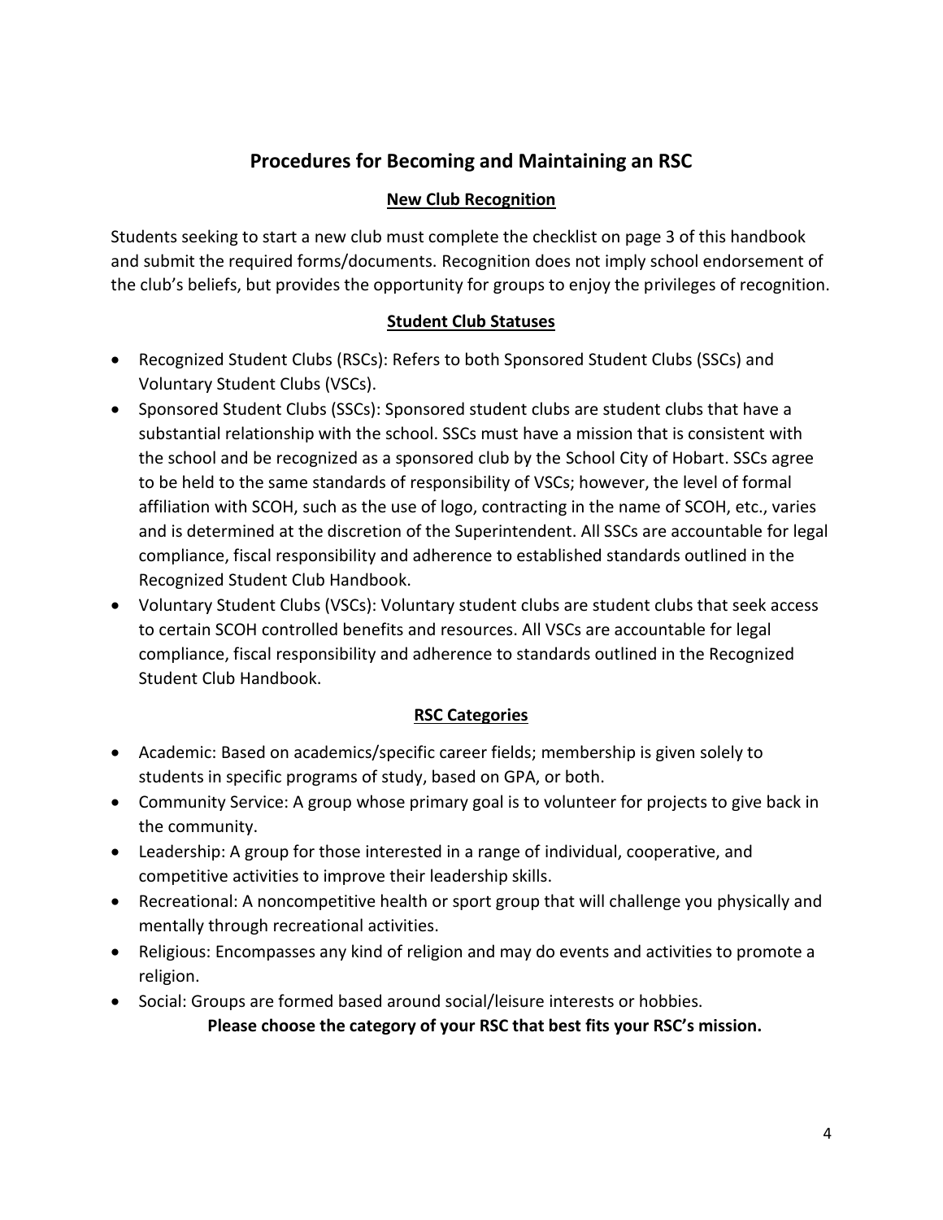# Procedures for Becoming and Maintaining an RSC

## New Club Recognition

Students seeking to start a new club must complete the checklist on page 3 of this handbook and submit the required forms/documents. Recognition does not imply school endorsement of the club's beliefs, but provides the opportunity for groups to enjoy the privileges of recognition.

## Student Club Statuses

- Recognized Student Clubs (RSCs): Refers to both Sponsored Student Clubs (SSCs) and Voluntary Student Clubs (VSCs).
- Sponsored Student Clubs (SSCs): Sponsored student clubs are student clubs that have a substantial relationship with the school. SSCs must have a mission that is consistent with the school and be recognized as a sponsored club by the School City of Hobart. SSCs agree to be held to the same standards of responsibility of VSCs; however, the level of formal affiliation with SCOH, such as the use of logo, contracting in the name of SCOH, etc., varies and is determined at the discretion of the Superintendent. All SSCs are accountable for legal compliance, fiscal responsibility and adherence to established standards outlined in the Recognized Student Club Handbook.
- Voluntary Student Clubs (VSCs): Voluntary student clubs are student clubs that seek access to certain SCOH controlled benefits and resources. All VSCs are accountable for legal compliance, fiscal responsibility and adherence to standards outlined in the Recognized Student Club Handbook.

## RSC Categories

- Academic: Based on academics/specific career fields; membership is given solely to students in specific programs of study, based on GPA, or both.
- Community Service: A group whose primary goal is to volunteer for projects to give back in the community.
- Leadership: A group for those interested in a range of individual, cooperative, and competitive activities to improve their leadership skills.
- Recreational: A noncompetitive health or sport group that will challenge you physically and mentally through recreational activities.
- Religious: Encompasses any kind of religion and may do events and activities to promote a religion.
- Social: Groups are formed based around social/leisure interests or hobbies.

**Please choose the category of your RSC that best fits your RSC's mission.**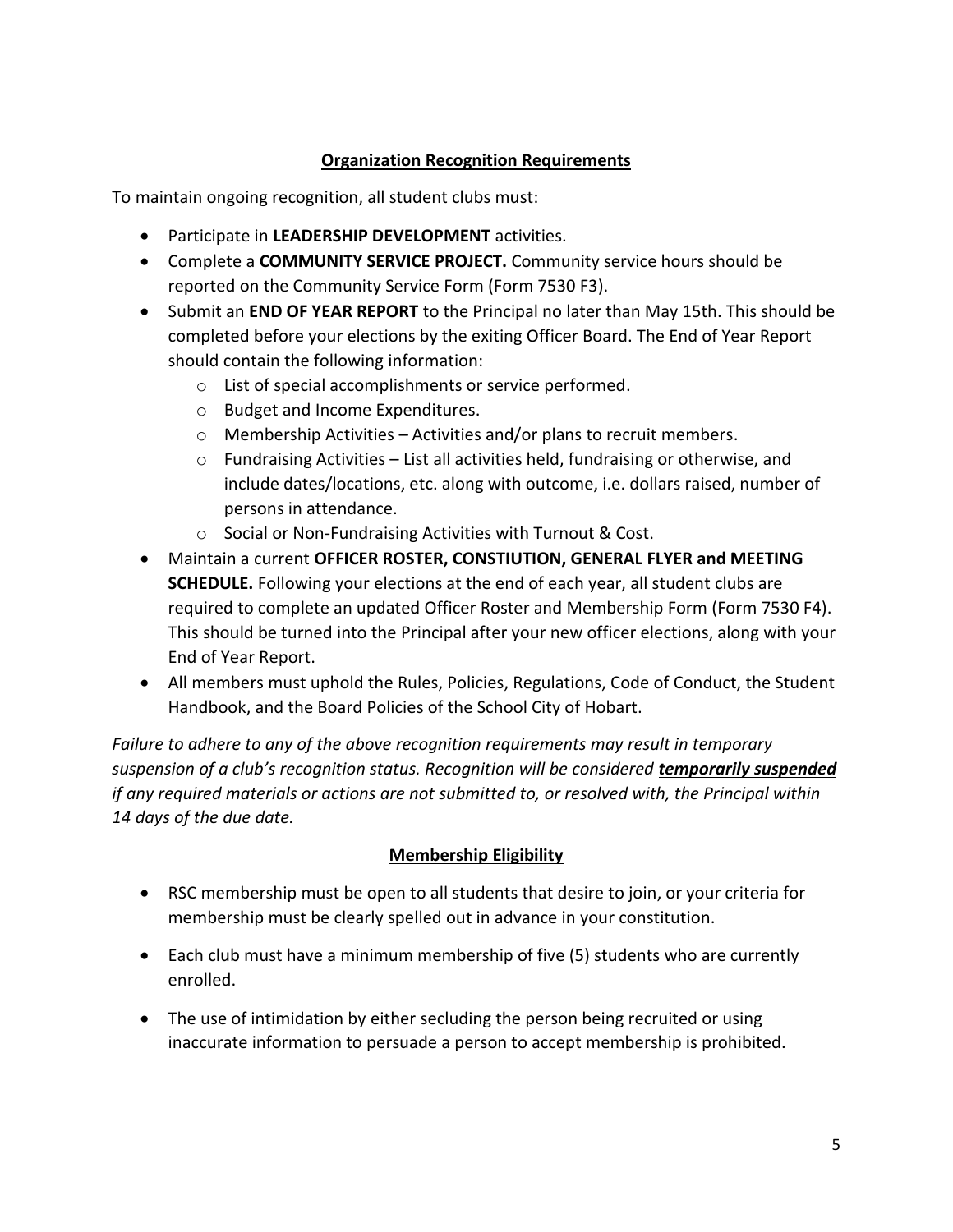## Organization Recognition Requirements

To maintain ongoing recognition, all student clubs must:

- Participate in **LEADERSHIP DEVELOPMENT** activities.
- Complete a **COMMUNITY SERVICE PROJECT.** Community service hours should be reported on the Community Service Form (Form 7530 F3).
- Submit an **END OF YEAR REPORT** to the Principal no later than May 15th. This should be completed before your elections by the exiting Officer Board. The End of Year Report should contain the following information:
  - List of special accomplishments or service performed.
  - Budget and Income Expenditures.
  - Membership Activities – Activities and/or plans to recruit members.
  - Fundraising Activities – List all activities held, fundraising or otherwise, and include dates/locations, etc. along with outcome, i.e. dollars raised, number of persons in attendance.
  - Social or Non-Fundraising Activities with Turnout & Cost.
- Maintain a current **OFFICER ROSTER, CONSTIUTION, GENERAL FLYER and MEETING SCHEDULE.** Following your elections at the end of each year, all student clubs are required to complete an updated Officer Roster and Membership Form (Form 7530 F4). This should be turned into the Principal after your new officer elections, along with your End of Year Report.
- All members must uphold the Rules, Policies, Regulations, Code of Conduct, the Student Handbook, and the Board Policies of the School City of Hobart.

*Failure to adhere to any of the above recognition requirements may result in temporary suspension of a club's recognition status. Recognition will be considered **temporarily suspended** if any required materials or actions are not submitted to, or resolved with, the Principal within 14 days of the due date.*

## Membership Eligibility

- RSC membership must be open to all students that desire to join, or your criteria for membership must be clearly spelled out in advance in your constitution.
- Each club must have a minimum membership of five (5) students who are currently enrolled.
- The use of intimidation by either secluding the person being recruited or using inaccurate information to persuade a person to accept membership is prohibited.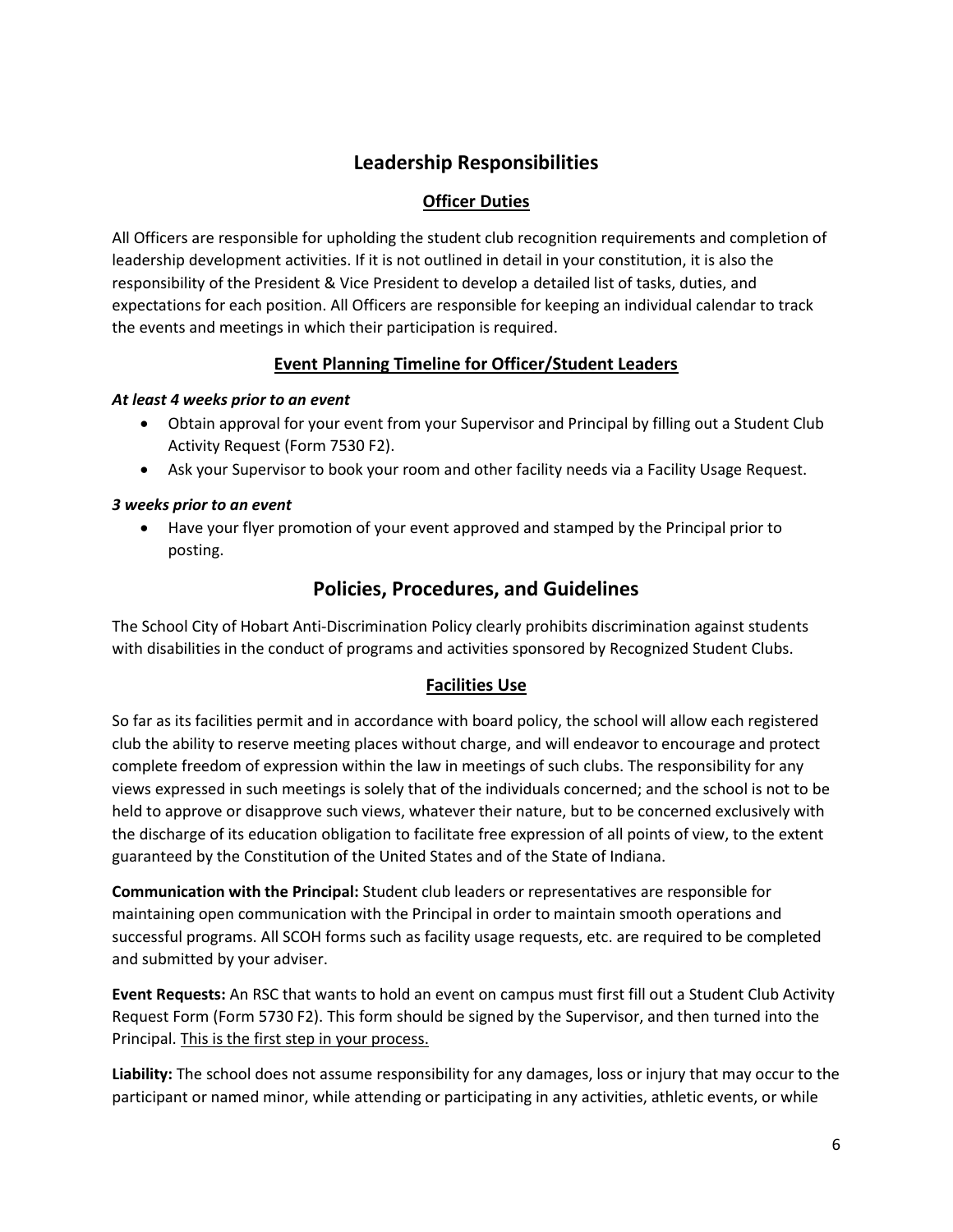## Leadership Responsibilities

### Officer Duties

All Officers are responsible for upholding the student club recognition requirements and completion of leadership development activities. If it is not outlined in detail in your constitution, it is also the responsibility of the President & Vice President to develop a detailed list of tasks, duties, and expectations for each position. All Officers are responsible for keeping an individual calendar to track the events and meetings in which their participation is required.

### Event Planning Timeline for Officer/Student Leaders

***At least 4 weeks prior to an event***

- Obtain approval for your event from your Supervisor and Principal by filling out a Student Club Activity Request (Form 7530 F2).
- Ask your Supervisor to book your room and other facility needs via a Facility Usage Request.

***3 weeks prior to an event***

- Have your flyer promotion of your event approved and stamped by the Principal prior to posting.

## Policies, Procedures, and Guidelines

The School City of Hobart Anti-Discrimination Policy clearly prohibits discrimination against students with disabilities in the conduct of programs and activities sponsored by Recognized Student Clubs.

### Facilities Use

So far as its facilities permit and in accordance with board policy, the school will allow each registered club the ability to reserve meeting places without charge, and will endeavor to encourage and protect complete freedom of expression within the law in meetings of such clubs. The responsibility for any views expressed in such meetings is solely that of the individuals concerned; and the school is not to be held to approve or disapprove such views, whatever their nature, but to be concerned exclusively with the discharge of its education obligation to facilitate free expression of all points of view, to the extent guaranteed by the Constitution of the United States and of the State of Indiana.

**Communication with the Principal:** Student club leaders or representatives are responsible for maintaining open communication with the Principal in order to maintain smooth operations and successful programs. All SCOH forms such as facility usage requests, etc. are required to be completed and submitted by your adviser.

**Event Requests:** An RSC that wants to hold an event on campus must first fill out a Student Club Activity Request Form (Form 5730 F2). This form should be signed by the Supervisor, and then turned into the Principal. <u>This is the first step in your process.</u>

**Liability:** The school does not assume responsibility for any damages, loss or injury that may occur to the participant or named minor, while attending or participating in any activities, athletic events, or while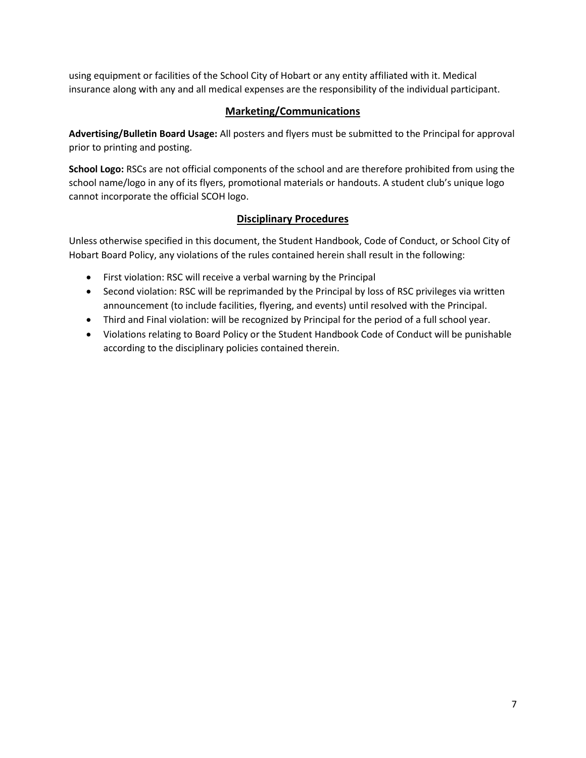using equipment or facilities of the School City of Hobart or any entity affiliated with it. Medical insurance along with any and all medical expenses are the responsibility of the individual participant.

## Marketing/Communications

**Advertising/Bulletin Board Usage:** All posters and flyers must be submitted to the Principal for approval prior to printing and posting.

**School Logo:** RSCs are not official components of the school and are therefore prohibited from using the school name/logo in any of its flyers, promotional materials or handouts. A student club's unique logo cannot incorporate the official SCOH logo.

## Disciplinary Procedures

Unless otherwise specified in this document, the Student Handbook, Code of Conduct, or School City of Hobart Board Policy, any violations of the rules contained herein shall result in the following:

- First violation: RSC will receive a verbal warning by the Principal
- Second violation: RSC will be reprimanded by the Principal by loss of RSC privileges via written announcement (to include facilities, flyering, and events) until resolved with the Principal.
- Third and Final violation: will be recognized by Principal for the period of a full school year.
- Violations relating to Board Policy or the Student Handbook Code of Conduct will be punishable according to the disciplinary policies contained therein.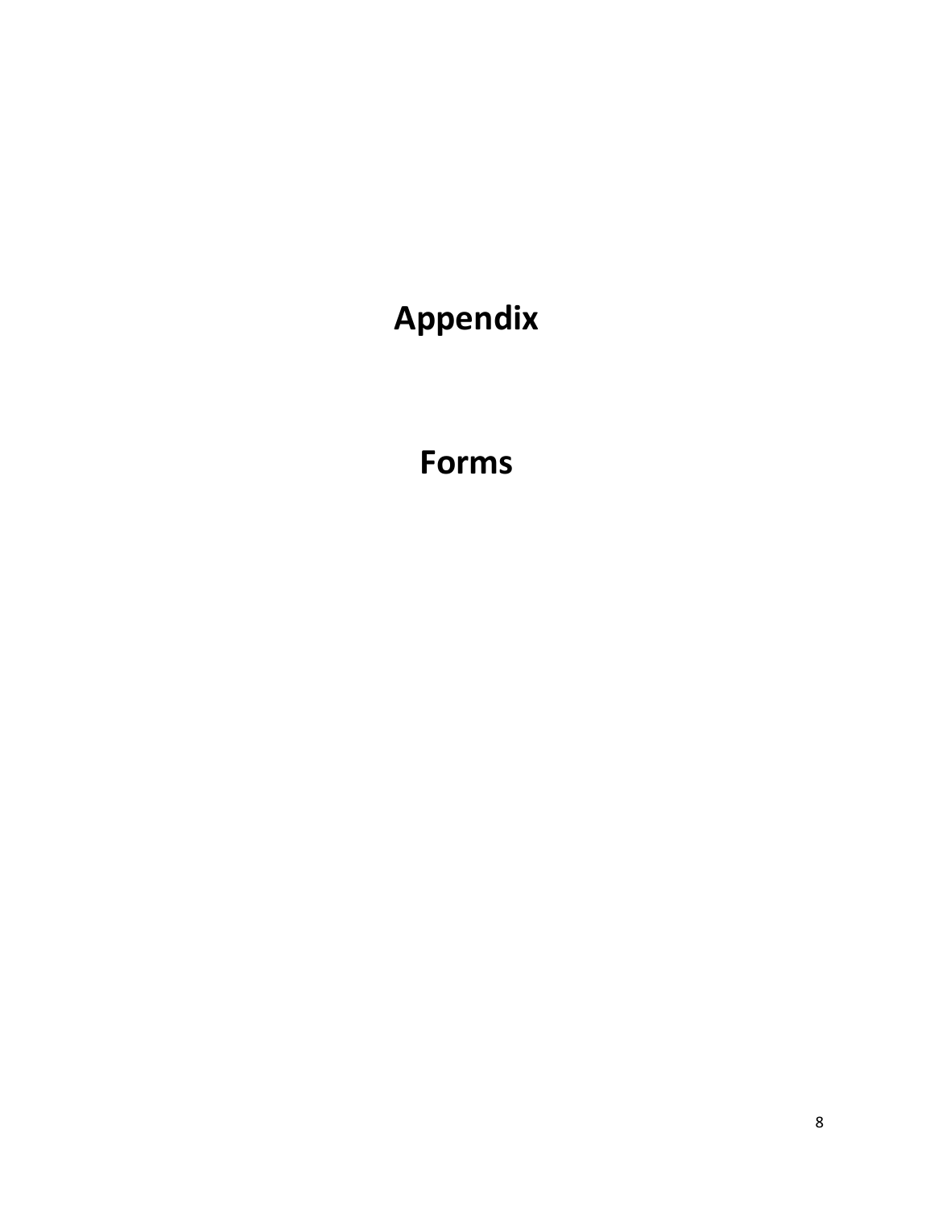# Appendix

# Forms